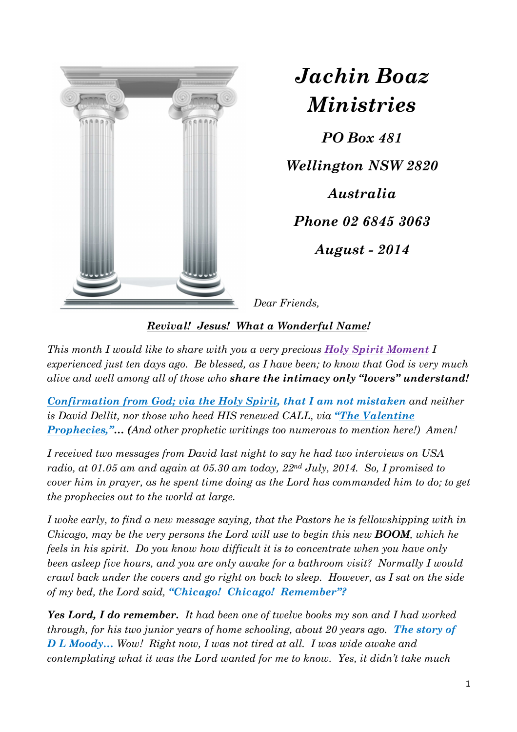# *Jachin Boaz Ministries*

***PO Box 481***

***Wellington NSW 2820***

***Australia***

***Phone 02 6845 3063***

***August - 2014***

*Dear Friends,*

***Revival! Jesus! What a Wonderful Name!***

*This month I would like to share with you a very precious **Holy Spirit Moment** I experienced just ten days ago. Be blessed, as I have been; to know that God is very much alive and well among all of those who **share the intimacy only "lovers" understand!***

***Confirmation from God; via the Holy Spirit, that I am not mistaken** and neither is David Dellit, nor those who heed HIS renewed CALL, via **"The Valentine Prophecies,"… (**And other prophetic writings too numerous to mention here!) Amen!*

*I received two messages from David last night to say he had two interviews on USA radio, at 01.05 am and again at 05.30 am today, 22nd July, 2014. So, I promised to cover him in prayer, as he spent time doing as the Lord has commanded him to do; to get the prophecies out to the world at large.*

*I woke early, to find a new message saying, that the Pastors he is fellowshipping with in Chicago, may be the very persons the Lord will use to begin this new **BOOM**, which he feels in his spirit. Do you know how difficult it is to concentrate when you have only been asleep five hours, and you are only awake for a bathroom visit? Normally I would crawl back under the covers and go right on back to sleep. However, as I sat on the side of my bed, the Lord said, **"Chicago! Chicago! Remember"?***

***Yes Lord, I do remember.** It had been one of twelve books my son and I had worked through, for his two junior years of home schooling, about 20 years ago. **The story of D L Moody…** Wow! Right now, I was not tired at all. I was wide awake and contemplating what it was the Lord wanted for me to know. Yes, it didn't take much*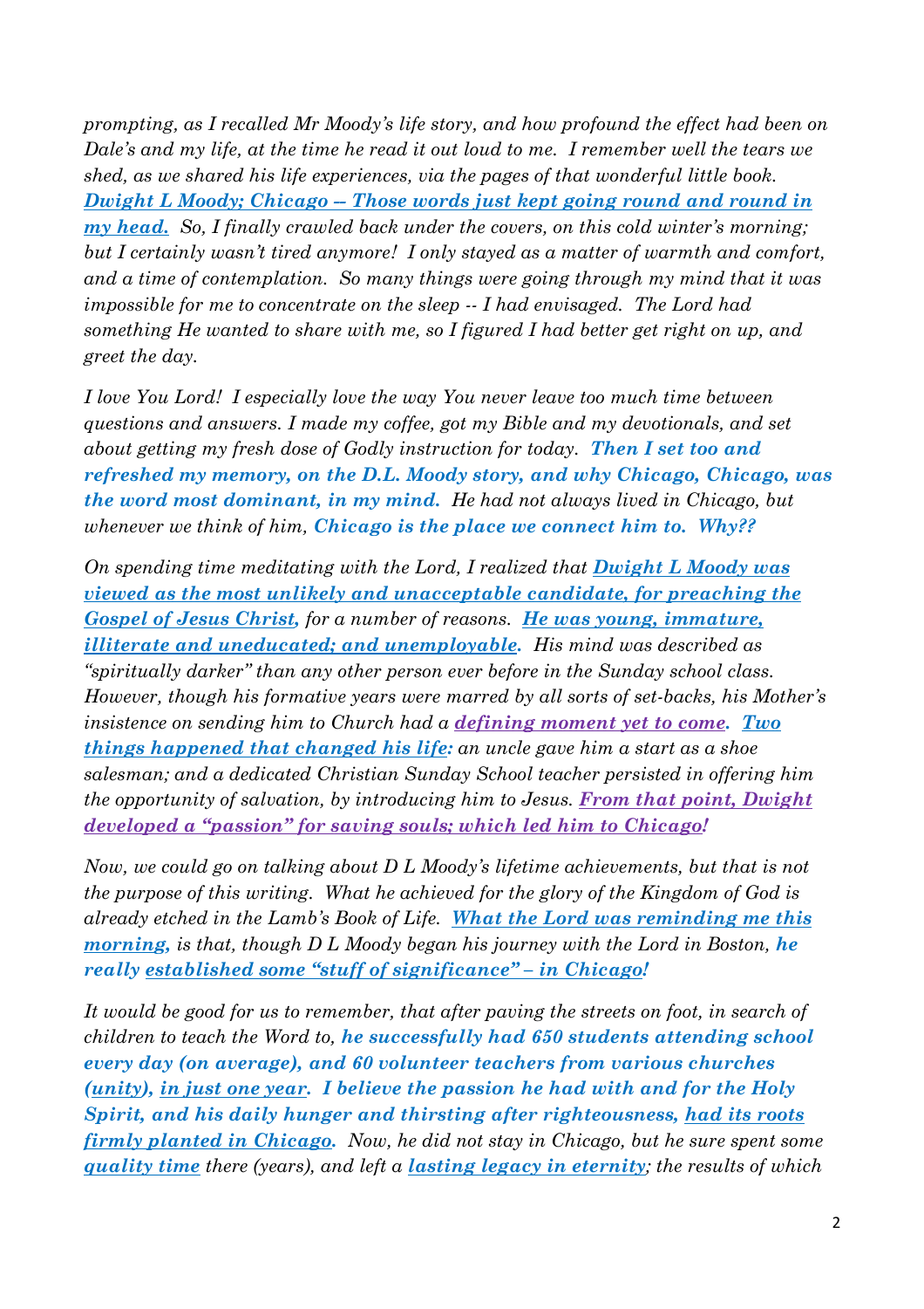*prompting, as I recalled Mr Moody's life story, and how profound the effect had been on Dale's and my life, at the time he read it out loud to me. I remember well the tears we shed, as we shared his life experiences, via the pages of that wonderful little book.* ***Dwight L Moody; Chicago -- Those words just kept going round and round in my head.*** *So, I finally crawled back under the covers, on this cold winter's morning; but I certainly wasn't tired anymore! I only stayed as a matter of warmth and comfort, and a time of contemplation. So many things were going through my mind that it was impossible for me to concentrate on the sleep -- I had envisaged. The Lord had something He wanted to share with me, so I figured I had better get right on up, and greet the day.*

*I love You Lord! I especially love the way You never leave too much time between questions and answers. I made my coffee, got my Bible and my devotionals, and set about getting my fresh dose of Godly instruction for today.* ***Then I set too and refreshed my memory, on the D.L. Moody story, and why Chicago, Chicago, was the word most dominant, in my mind.*** *He had not always lived in Chicago, but whenever we think of him,* ***Chicago is the place we connect him to. Why??***

*On spending time meditating with the Lord, I realized that* ***Dwight L Moody was viewed as the most unlikely and unacceptable candidate, for preaching the Gospel of Jesus Christ,*** *for a number of reasons.* ***He was young, immature, illiterate and uneducated; and unemployable.*** *His mind was described as "spiritually darker" than any other person ever before in the Sunday school class. However, though his formative years were marred by all sorts of set-backs, his Mother's insistence on sending him to Church had a* ***defining moment yet to come. Two things happened that changed his life:*** *an uncle gave him a start as a shoe salesman; and a dedicated Christian Sunday School teacher persisted in offering him the opportunity of salvation, by introducing him to Jesus.* ***From that point, Dwight developed a "passion" for saving souls; which led him to Chicago!***

*Now, we could go on talking about D L Moody's lifetime achievements, but that is not the purpose of this writing. What he achieved for the glory of the Kingdom of God is already etched in the Lamb's Book of Life.* ***What the Lord was reminding me this morning,*** *is that, though D L Moody began his journey with the Lord in Boston,* ***he really established some "stuff of significance" – in Chicago!***

*It would be good for us to remember, that after paving the streets on foot, in search of children to teach the Word to,* ***he successfully had 650 students attending school every day (on average), and 60 volunteer teachers from various churches (unity), in just one year. I believe the passion he had with and for the Holy Spirit, and his daily hunger and thirsting after righteousness, had its roots firmly planted in Chicago.*** *Now, he did not stay in Chicago, but he sure spent some* ***quality time*** *there (years), and left a* ***lasting legacy in eternity****; the results of which*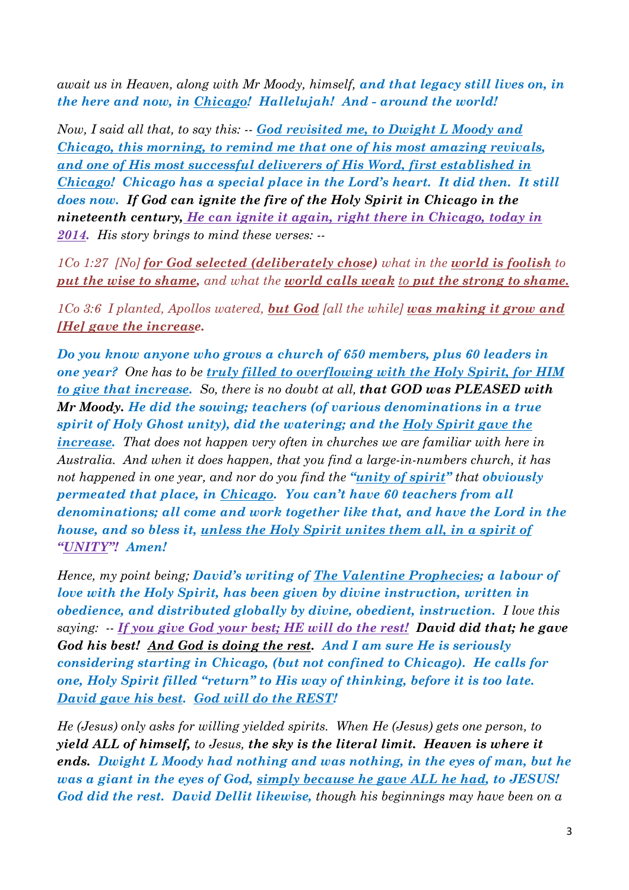*await us in Heaven, along with Mr Moody, himself,* ***and that legacy still lives on, in the here and now, in Chicago! Hallelujah! And - around the world!***

*Now, I said all that, to say this: --* ***God revisited me, to Dwight L Moody and Chicago, this morning, to remind me that one of his most amazing revivals, and one of His most successful deliverers of His Word, first established in Chicago! Chicago has a special place in the Lord's heart. It did then. It still does now. If God can ignite the fire of the Holy Spirit in Chicago in the nineteenth century, He can ignite it again, right there in Chicago, today in 2014.*** *His story brings to mind these verses: --*

*1Co 1:27 [No]* ***for God selected (deliberately chose)*** *what in the* ***world is foolish*** *to* ***put the wise to shame,*** *and what the* ***world calls weak*** *to* ***put the strong to shame.***

*1Co 3:6 I planted, Apollos watered,* ***but God*** *[all the while]* ***was making it grow and [He] gave the increase.***

***Do you know anyone who grows a church of 650 members, plus 60 leaders in one year?*** *One has to be* ***truly filled to overflowing with the Holy Spirit, for HIM to give that increase.*** *So, there is no doubt at all,* ***that GOD was PLEASED with Mr Moody. He did the sowing; teachers (of various denominations in a true spirit of Holy Ghost unity), did the watering; and the Holy Spirit gave the increase.*** *That does not happen very often in churches we are familiar with here in Australia. And when it does happen, that you find a large-in-numbers church, it has not happened in one year, and nor do you find the* ***"unity of spirit"*** *that* ***obviously permeated that place, in Chicago. You can't have 60 teachers from all denominations; all come and work together like that, and have the Lord in the house, and so bless it, unless the Holy Spirit unites them all, in a spirit of "UNITY"! Amen!***

*Hence, my point being;* ***David's writing of The Valentine Prophecies; a labour of love with the Holy Spirit, has been given by divine instruction, written in obedience, and distributed globally by divine, obedient, instruction.*** *I love this saying: --* ***If you give God your best; HE will do the rest! David did that; he gave God his best! And God is doing the rest. And I am sure He is seriously considering starting in Chicago, (but not confined to Chicago). He calls for one, Holy Spirit filled "return" to His way of thinking, before it is too late. David gave his best. God will do the REST!***

*He (Jesus) only asks for willing yielded spirits. When He (Jesus) gets one person, to* ***yield ALL of himself,*** *to Jesus,* ***the sky is the literal limit. Heaven is where it ends. Dwight L Moody had nothing and was nothing, in the eyes of man, but he was a giant in the eyes of God, simply because he gave ALL he had, to JESUS! God did the rest. David Dellit likewise,*** *though his beginnings may have been on a*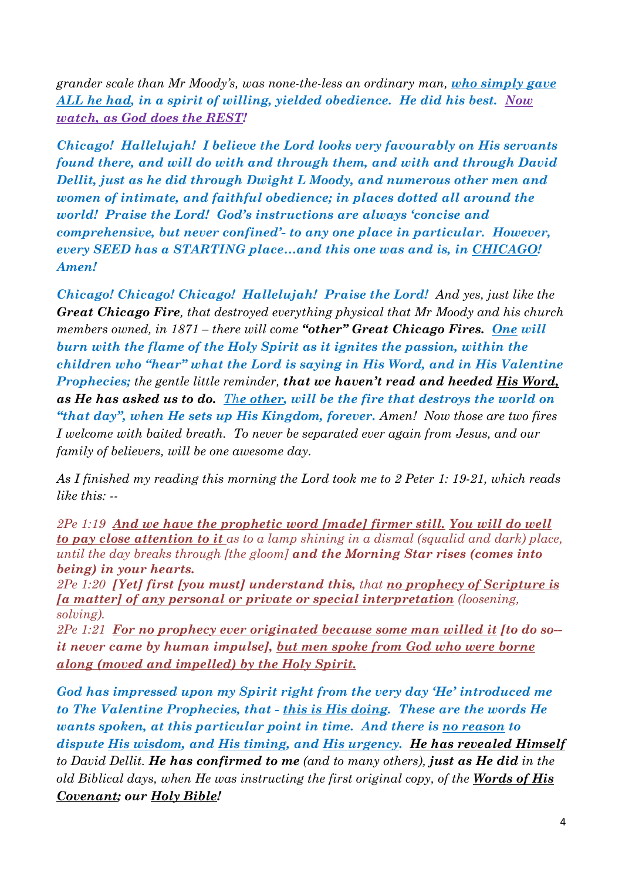*grander scale than Mr Moody's, was none-the-less an ordinary man, **who simply gave ALL he had, in a spirit of willing, yielded obedience. He did his best. Now watch, as God does the REST!***

***Chicago! Hallelujah! I believe the Lord looks very favourably on His servants found there, and will do with and through them, and with and through David Dellit, just as he did through Dwight L Moody, and numerous other men and women of intimate, and faithful obedience; in places dotted all around the world! Praise the Lord! God's instructions are always 'concise and comprehensive, but never confined'- to any one place in particular. However, every SEED has a STARTING place…and this one was and is, in CHICAGO! Amen!***

***Chicago! Chicago! Chicago! Hallelujah! Praise the Lord!*** *And yes, just like the **Great Chicago Fire**, that destroyed everything physical that Mr Moody and his church members owned, in 1871 – there will come **"other" Great Chicago Fires. One will burn with the flame of the Holy Spirit as it ignites the passion, within the children who "hear" what the Lord is saying in His Word, and in His Valentine Prophecies;** the gentle little reminder, **that we haven't read and heeded His Word, as He has asked us to do. The other, will be the fire that destroys the world on "that day", when He sets up His Kingdom, forever.** Amen! Now those are two fires I welcome with baited breath. To never be separated ever again from Jesus, and our family of believers, will be one awesome day.*

*As I finished my reading this morning the Lord took me to 2 Peter 1: 19-21, which reads like this: --*

*2Pe 1:19 **And we have the prophetic word [made] firmer still. You will do well to pay close attention to it** as to a lamp shining in a dismal (squalid and dark) place, until the day breaks through [the gloom] **and the Morning Star rises (comes into being) in your hearts.***
*2Pe 1:20 **[Yet] first [you must] understand this,** that **no prophecy of Scripture is [a matter] of any personal or private or special interpretation** (loosening, solving).*
*2Pe 1:21 **For no prophecy ever originated because some man willed it [to do so-- it never came by human impulse], but men spoke from God who were borne along (moved and impelled) by the Holy Spirit.***

***God has impressed upon my Spirit right from the very day 'He' introduced me to The Valentine Prophecies, that - this is His doing. These are the words He wants spoken, at this particular point in time. And there is no reason to dispute His wisdom, and His timing, and His urgency. He has revealed Himself** to David Dellit. **He has confirmed to me** (and to many others), **just as He did** in the old Biblical days, when He was instructing the first original copy, of the **Words of His Covenant; our Holy Bible!***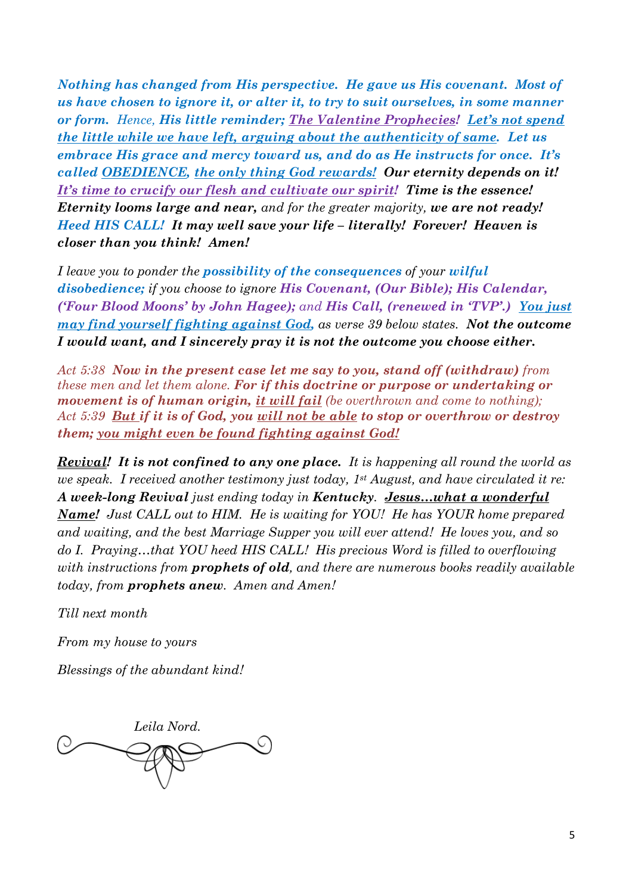***Nothing has changed from His perspective. He gave us His covenant. Most of us have chosen to ignore it, or alter it, to try to suit ourselves, in some manner or form.*** *Hence,* ***His little reminder; The Valentine Prophecies! Let's not spend the little while we have left, arguing about the authenticity of same. Let us embrace His grace and mercy toward us, and do as He instructs for once. It's called OBEDIENCE, the only thing God rewards! Our eternity depends on it! It's time to crucify our flesh and cultivate our spirit! Time is the essence! Eternity looms large and near,*** *and for the greater majority,* ***we are not ready! Heed HIS CALL! It may well save your life – literally! Forever! Heaven is closer than you think! Amen!***

*I leave you to ponder the* ***possibility of the consequences*** *of your* ***wilful disobedience;*** *if you choose to ignore* ***His Covenant, (Our Bible); His Calendar, ('Four Blood Moons' by John Hagee);*** *and* ***His Call, (renewed in 'TVP'.) You just may find yourself fighting against God,*** *as verse 39 below states.* ***Not the outcome I would want, and I sincerely pray it is not the outcome you choose either.***

*Act 5:38* ***Now in the present case let me say to you, stand off (withdraw)*** *from these men and let them alone.* ***For if this doctrine or purpose or undertaking or movement is of human origin, it will fail*** *(be overthrown and come to nothing); Act 5:39* ***But if it is of God, you will not be able to stop or overthrow or destroy them; you might even be found fighting against God!***

***Revival! It is not confined to any one place.*** *It is happening all round the world as we speak. I received another testimony just today, 1st August, and have circulated it re:* ***A week-long Revival*** *just ending today in* ***Kentucky***. ***Jesus…what a wonderful Name!*** *Just CALL out to HIM. He is waiting for YOU! He has YOUR home prepared and waiting, and the best Marriage Supper you will ever attend! He loves you, and so do I. Praying…that YOU heed HIS CALL! His precious Word is filled to overflowing with instructions from* ***prophets of old****, and there are numerous books readily available today, from* ***prophets anew****. Amen and Amen!*

*Till next month*

*From my house to yours*

*Blessings of the abundant kind!*

*Leila Nord.*